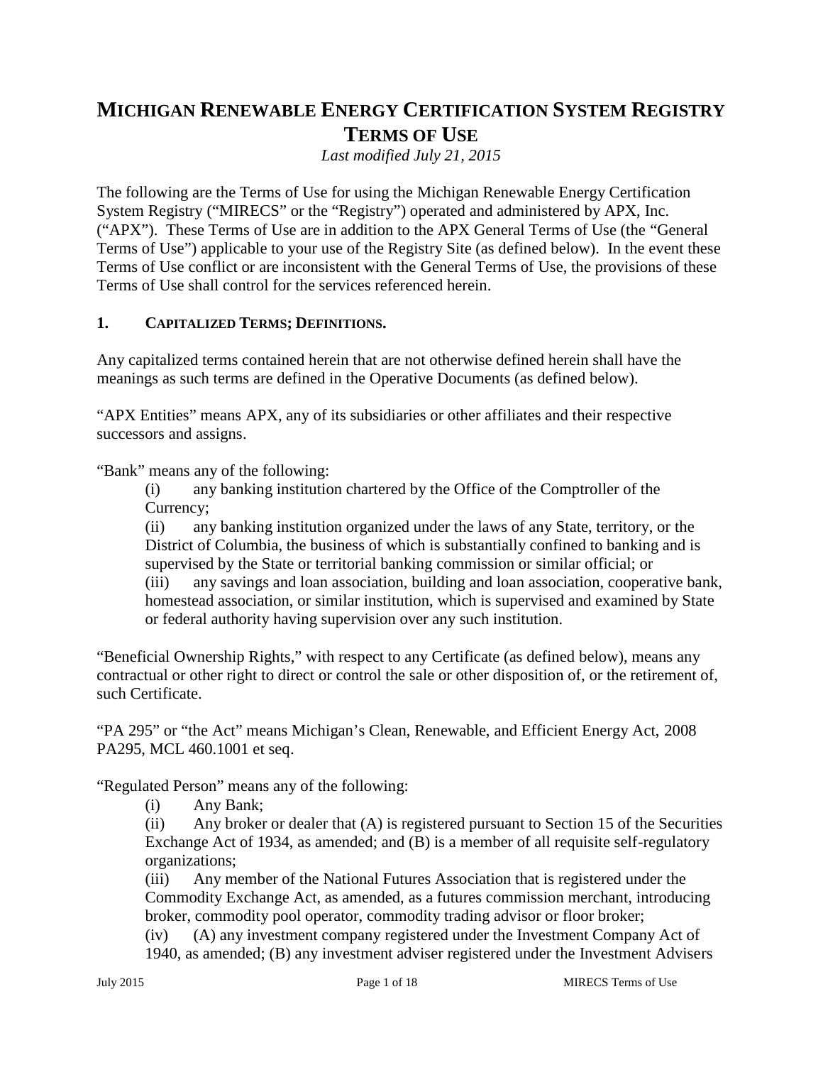# MICHIGAN RENEWABLE ENERGY CERTIFICATION SYSTEM REGISTRY TERMS OF USE

*Last modified July 21, 2015*

The following are the Terms of Use for using the Michigan Renewable Energy Certification System Registry ("MIRECS" or the "Registry") operated and administered by APX, Inc. ("APX"). These Terms of Use are in addition to the APX General Terms of Use (the "General Terms of Use") applicable to your use of the Registry Site (as defined below). In the event these Terms of Use conflict or are inconsistent with the General Terms of Use, the provisions of these Terms of Use shall control for the services referenced herein.

## 1. CAPITALIZED TERMS; DEFINITIONS.

Any capitalized terms contained herein that are not otherwise defined herein shall have the meanings as such terms are defined in the Operative Documents (as defined below).

"APX Entities" means APX, any of its subsidiaries or other affiliates and their respective successors and assigns.

"Bank" means any of the following:

(i) any banking institution chartered by the Office of the Comptroller of the Currency;

(ii) any banking institution organized under the laws of any State, territory, or the District of Columbia, the business of which is substantially confined to banking and is supervised by the State or territorial banking commission or similar official; or

(iii) any savings and loan association, building and loan association, cooperative bank, homestead association, or similar institution, which is supervised and examined by State or federal authority having supervision over any such institution.

"Beneficial Ownership Rights," with respect to any Certificate (as defined below), means any contractual or other right to direct or control the sale or other disposition of, or the retirement of, such Certificate.

"PA 295" or "the Act" means Michigan's Clean, Renewable, and Efficient Energy Act, 2008 PA295, MCL 460.1001 et seq.

"Regulated Person" means any of the following:

(i) Any Bank;

(ii) Any broker or dealer that (A) is registered pursuant to Section 15 of the Securities Exchange Act of 1934, as amended; and (B) is a member of all requisite self-regulatory organizations;

(iii) Any member of the National Futures Association that is registered under the Commodity Exchange Act, as amended, as a futures commission merchant, introducing broker, commodity pool operator, commodity trading advisor or floor broker;

(iv) (A) any investment company registered under the Investment Company Act of 1940, as amended; (B) any investment adviser registered under the Investment Advisers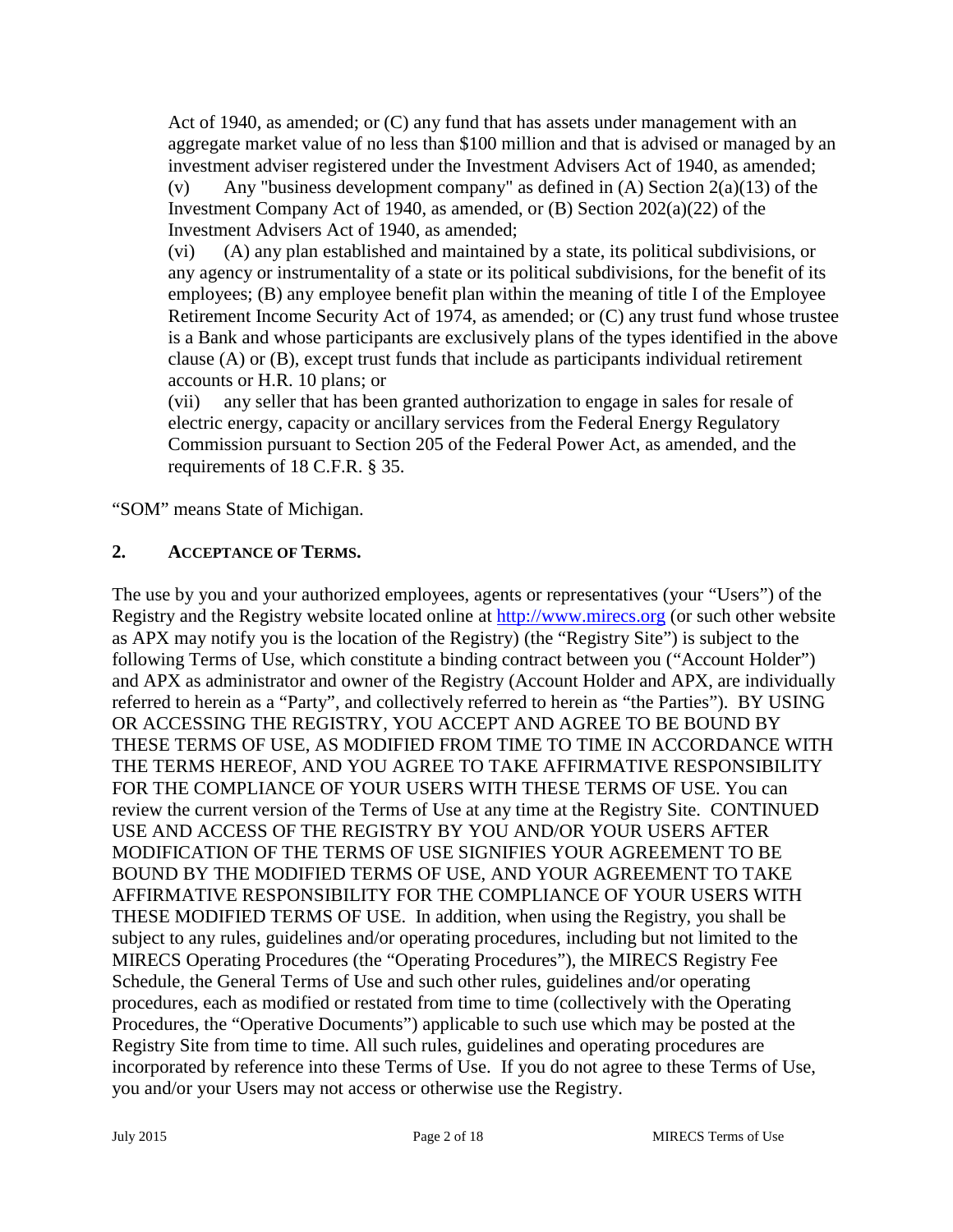Act of 1940, as amended; or (C) any fund that has assets under management with an aggregate market value of no less than $100 million and that is advised or managed by an investment adviser registered under the Investment Advisers Act of 1940, as amended;

(v) Any "business development company" as defined in (A) Section 2(a)(13) of the Investment Company Act of 1940, as amended, or (B) Section 202(a)(22) of the Investment Advisers Act of 1940, as amended;

(vi) (A) any plan established and maintained by a state, its political subdivisions, or any agency or instrumentality of a state or its political subdivisions, for the benefit of its employees; (B) any employee benefit plan within the meaning of title I of the Employee Retirement Income Security Act of 1974, as amended; or (C) any trust fund whose trustee is a Bank and whose participants are exclusively plans of the types identified in the above clause (A) or (B), except trust funds that include as participants individual retirement accounts or H.R. 10 plans; or

(vii) any seller that has been granted authorization to engage in sales for resale of electric energy, capacity or ancillary services from the Federal Energy Regulatory Commission pursuant to Section 205 of the Federal Power Act, as amended, and the requirements of 18 C.F.R. § 35.

"SOM" means State of Michigan.

## 2. ACCEPTANCE OF TERMS.

The use by you and your authorized employees, agents or representatives (your "Users") of the Registry and the Registry website located online at http://www.mirecs.org (or such other website as APX may notify you is the location of the Registry) (the "Registry Site") is subject to the following Terms of Use, which constitute a binding contract between you ("Account Holder") and APX as administrator and owner of the Registry (Account Holder and APX, are individually referred to herein as a "Party", and collectively referred to herein as "the Parties"). BY USING OR ACCESSING THE REGISTRY, YOU ACCEPT AND AGREE TO BE BOUND BY THESE TERMS OF USE, AS MODIFIED FROM TIME TO TIME IN ACCORDANCE WITH THE TERMS HEREOF, AND YOU AGREE TO TAKE AFFIRMATIVE RESPONSIBILITY FOR THE COMPLIANCE OF YOUR USERS WITH THESE TERMS OF USE. You can review the current version of the Terms of Use at any time at the Registry Site. CONTINUED USE AND ACCESS OF THE REGISTRY BY YOU AND/OR YOUR USERS AFTER MODIFICATION OF THE TERMS OF USE SIGNIFIES YOUR AGREEMENT TO BE BOUND BY THE MODIFIED TERMS OF USE, AND YOUR AGREEMENT TO TAKE AFFIRMATIVE RESPONSIBILITY FOR THE COMPLIANCE OF YOUR USERS WITH THESE MODIFIED TERMS OF USE. In addition, when using the Registry, you shall be subject to any rules, guidelines and/or operating procedures, including but not limited to the MIRECS Operating Procedures (the "Operating Procedures"), the MIRECS Registry Fee Schedule, the General Terms of Use and such other rules, guidelines and/or operating procedures, each as modified or restated from time to time (collectively with the Operating Procedures, the "Operative Documents") applicable to such use which may be posted at the Registry Site from time to time. All such rules, guidelines and operating procedures are incorporated by reference into these Terms of Use. If you do not agree to these Terms of Use, you and/or your Users may not access or otherwise use the Registry.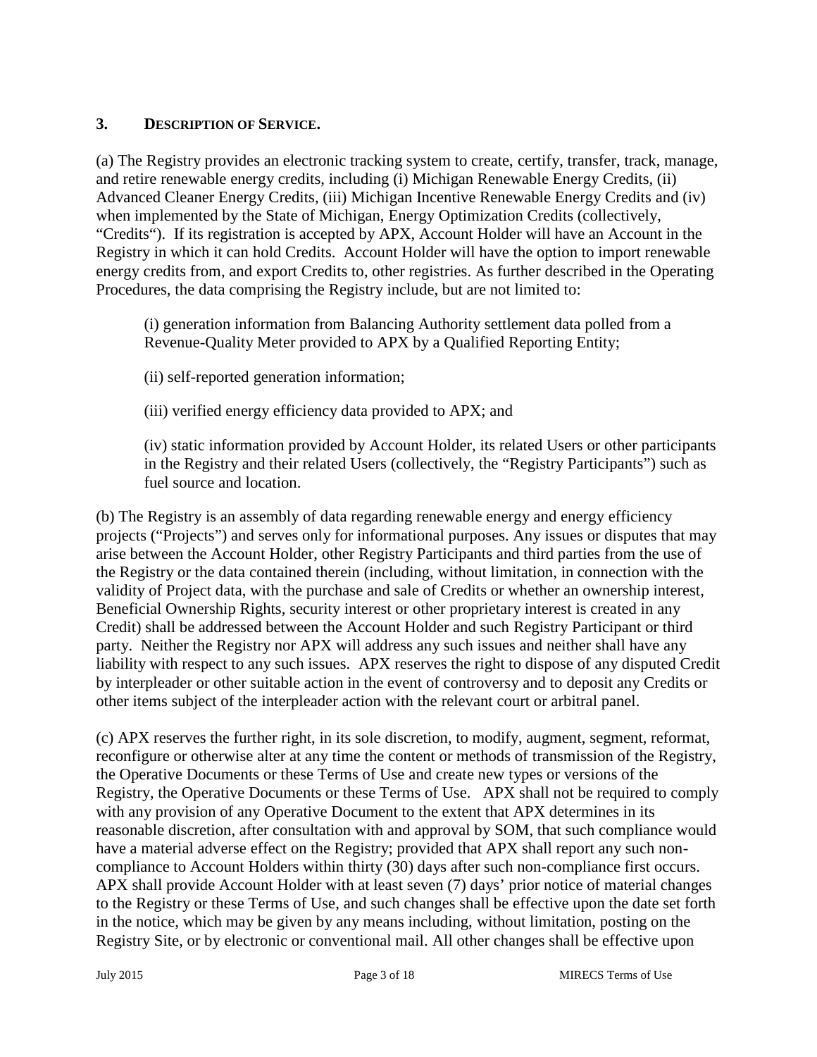### 3. DESCRIPTION OF SERVICE.

(a) The Registry provides an electronic tracking system to create, certify, transfer, track, manage, and retire renewable energy credits, including (i) Michigan Renewable Energy Credits, (ii) Advanced Cleaner Energy Credits, (iii) Michigan Incentive Renewable Energy Credits and (iv) when implemented by the State of Michigan, Energy Optimization Credits (collectively, "Credits"). If its registration is accepted by APX, Account Holder will have an Account in the Registry in which it can hold Credits. Account Holder will have the option to import renewable energy credits from, and export Credits to, other registries. As further described in the Operating Procedures, the data comprising the Registry include, but are not limited to:

> (i) generation information from Balancing Authority settlement data polled from a Revenue-Quality Meter provided to APX by a Qualified Reporting Entity;
>
> (ii) self-reported generation information;
>
> (iii) verified energy efficiency data provided to APX; and
>
> (iv) static information provided by Account Holder, its related Users or other participants in the Registry and their related Users (collectively, the "Registry Participants") such as fuel source and location.

(b) The Registry is an assembly of data regarding renewable energy and energy efficiency projects ("Projects") and serves only for informational purposes. Any issues or disputes that may arise between the Account Holder, other Registry Participants and third parties from the use of the Registry or the data contained therein (including, without limitation, in connection with the validity of Project data, with the purchase and sale of Credits or whether an ownership interest, Beneficial Ownership Rights, security interest or other proprietary interest is created in any Credit) shall be addressed between the Account Holder and such Registry Participant or third party. Neither the Registry nor APX will address any such issues and neither shall have any liability with respect to any such issues. APX reserves the right to dispose of any disputed Credit by interpleader or other suitable action in the event of controversy and to deposit any Credits or other items subject of the interpleader action with the relevant court or arbitral panel.

(c) APX reserves the further right, in its sole discretion, to modify, augment, segment, reformat, reconfigure or otherwise alter at any time the content or methods of transmission of the Registry, the Operative Documents or these Terms of Use and create new types or versions of the Registry, the Operative Documents or these Terms of Use. APX shall not be required to comply with any provision of any Operative Document to the extent that APX determines in its reasonable discretion, after consultation with and approval by SOM, that such compliance would have a material adverse effect on the Registry; provided that APX shall report any such non-compliance to Account Holders within thirty (30) days after such non-compliance first occurs. APX shall provide Account Holder with at least seven (7) days' prior notice of material changes to the Registry or these Terms of Use, and such changes shall be effective upon the date set forth in the notice, which may be given by any means including, without limitation, posting on the Registry Site, or by electronic or conventional mail. All other changes shall be effective upon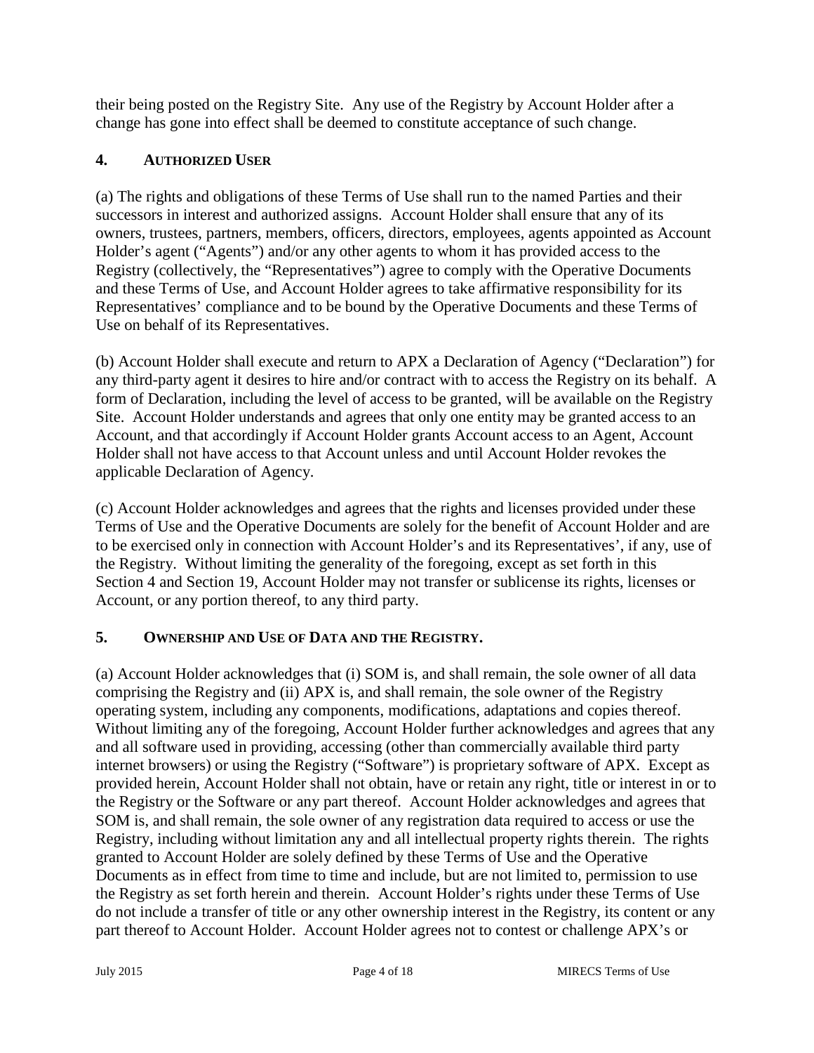their being posted on the Registry Site. Any use of the Registry by Account Holder after a change has gone into effect shall be deemed to constitute acceptance of such change.

## 4. AUTHORIZED USER

(a) The rights and obligations of these Terms of Use shall run to the named Parties and their successors in interest and authorized assigns. Account Holder shall ensure that any of its owners, trustees, partners, members, officers, directors, employees, agents appointed as Account Holder's agent ("Agents") and/or any other agents to whom it has provided access to the Registry (collectively, the "Representatives") agree to comply with the Operative Documents and these Terms of Use, and Account Holder agrees to take affirmative responsibility for its Representatives' compliance and to be bound by the Operative Documents and these Terms of Use on behalf of its Representatives.

(b) Account Holder shall execute and return to APX a Declaration of Agency ("Declaration") for any third-party agent it desires to hire and/or contract with to access the Registry on its behalf. A form of Declaration, including the level of access to be granted, will be available on the Registry Site. Account Holder understands and agrees that only one entity may be granted access to an Account, and that accordingly if Account Holder grants Account access to an Agent, Account Holder shall not have access to that Account unless and until Account Holder revokes the applicable Declaration of Agency.

(c) Account Holder acknowledges and agrees that the rights and licenses provided under these Terms of Use and the Operative Documents are solely for the benefit of Account Holder and are to be exercised only in connection with Account Holder's and its Representatives', if any, use of the Registry. Without limiting the generality of the foregoing, except as set forth in this Section 4 and Section 19, Account Holder may not transfer or sublicense its rights, licenses or Account, or any portion thereof, to any third party.

## 5. OWNERSHIP AND USE OF DATA AND THE REGISTRY.

(a) Account Holder acknowledges that (i) SOM is, and shall remain, the sole owner of all data comprising the Registry and (ii) APX is, and shall remain, the sole owner of the Registry operating system, including any components, modifications, adaptations and copies thereof. Without limiting any of the foregoing, Account Holder further acknowledges and agrees that any and all software used in providing, accessing (other than commercially available third party internet browsers) or using the Registry ("Software") is proprietary software of APX. Except as provided herein, Account Holder shall not obtain, have or retain any right, title or interest in or to the Registry or the Software or any part thereof. Account Holder acknowledges and agrees that SOM is, and shall remain, the sole owner of any registration data required to access or use the Registry, including without limitation any and all intellectual property rights therein. The rights granted to Account Holder are solely defined by these Terms of Use and the Operative Documents as in effect from time to time and include, but are not limited to, permission to use the Registry as set forth herein and therein. Account Holder's rights under these Terms of Use do not include a transfer of title or any other ownership interest in the Registry, its content or any part thereof to Account Holder. Account Holder agrees not to contest or challenge APX's or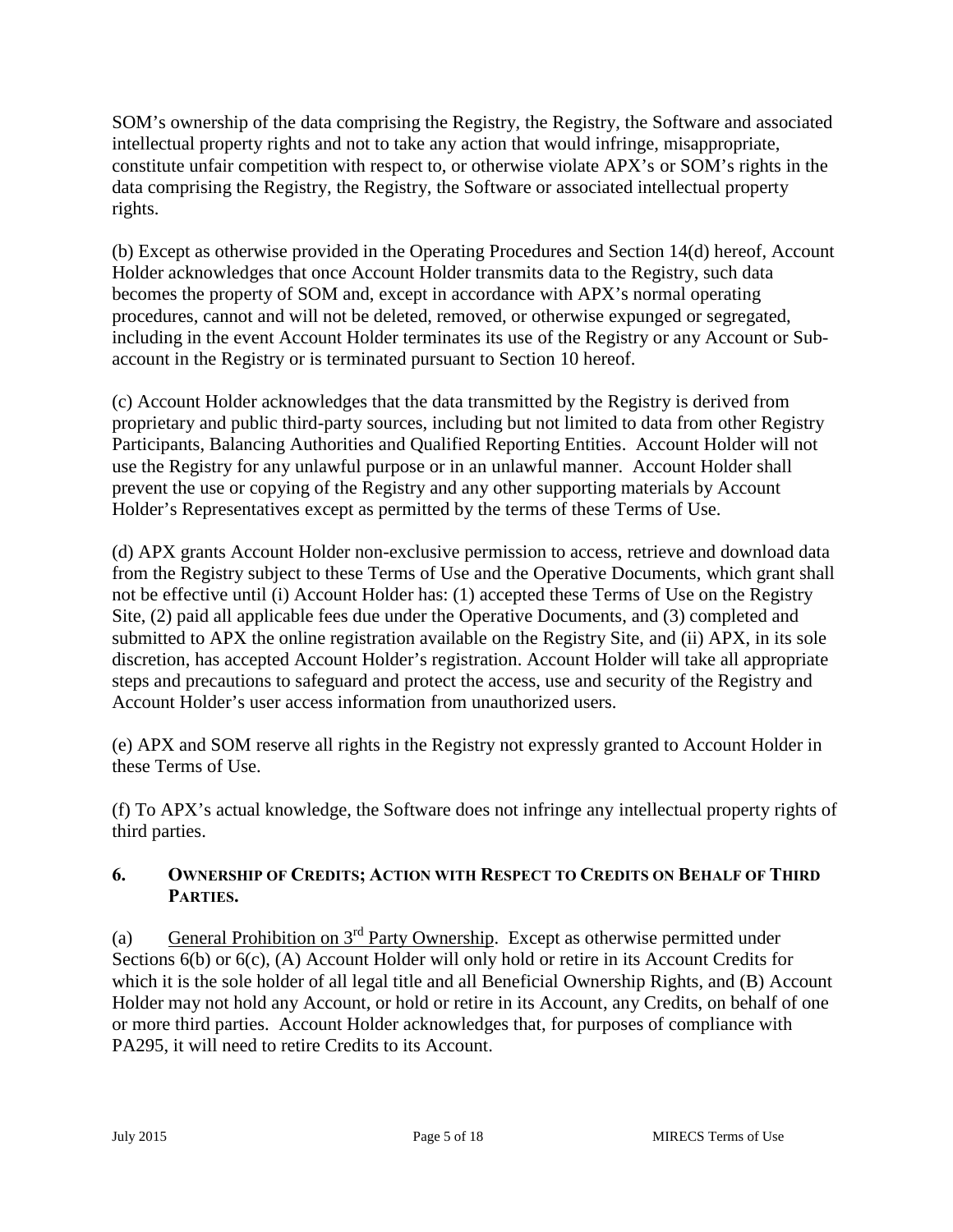SOM's ownership of the data comprising the Registry, the Registry, the Software and associated intellectual property rights and not to take any action that would infringe, misappropriate, constitute unfair competition with respect to, or otherwise violate APX's or SOM's rights in the data comprising the Registry, the Registry, the Software or associated intellectual property rights.

(b) Except as otherwise provided in the Operating Procedures and Section 14(d) hereof, Account Holder acknowledges that once Account Holder transmits data to the Registry, such data becomes the property of SOM and, except in accordance with APX's normal operating procedures, cannot and will not be deleted, removed, or otherwise expunged or segregated, including in the event Account Holder terminates its use of the Registry or any Account or Sub-account in the Registry or is terminated pursuant to Section 10 hereof.

(c) Account Holder acknowledges that the data transmitted by the Registry is derived from proprietary and public third-party sources, including but not limited to data from other Registry Participants, Balancing Authorities and Qualified Reporting Entities. Account Holder will not use the Registry for any unlawful purpose or in an unlawful manner. Account Holder shall prevent the use or copying of the Registry and any other supporting materials by Account Holder's Representatives except as permitted by the terms of these Terms of Use.

(d) APX grants Account Holder non-exclusive permission to access, retrieve and download data from the Registry subject to these Terms of Use and the Operative Documents, which grant shall not be effective until (i) Account Holder has: (1) accepted these Terms of Use on the Registry Site, (2) paid all applicable fees due under the Operative Documents, and (3) completed and submitted to APX the online registration available on the Registry Site, and (ii) APX, in its sole discretion, has accepted Account Holder's registration. Account Holder will take all appropriate steps and precautions to safeguard and protect the access, use and security of the Registry and Account Holder's user access information from unauthorized users.

(e) APX and SOM reserve all rights in the Registry not expressly granted to Account Holder in these Terms of Use.

(f) To APX's actual knowledge, the Software does not infringe any intellectual property rights of third parties.

## 6. Ownership of Credits; Action with Respect to Credits on Behalf of Third Parties.

(a) General Prohibition on 3rd Party Ownership. Except as otherwise permitted under Sections 6(b) or 6(c), (A) Account Holder will only hold or retire in its Account Credits for which it is the sole holder of all legal title and all Beneficial Ownership Rights, and (B) Account Holder may not hold any Account, or hold or retire in its Account, any Credits, on behalf of one or more third parties. Account Holder acknowledges that, for purposes of compliance with PA295, it will need to retire Credits to its Account.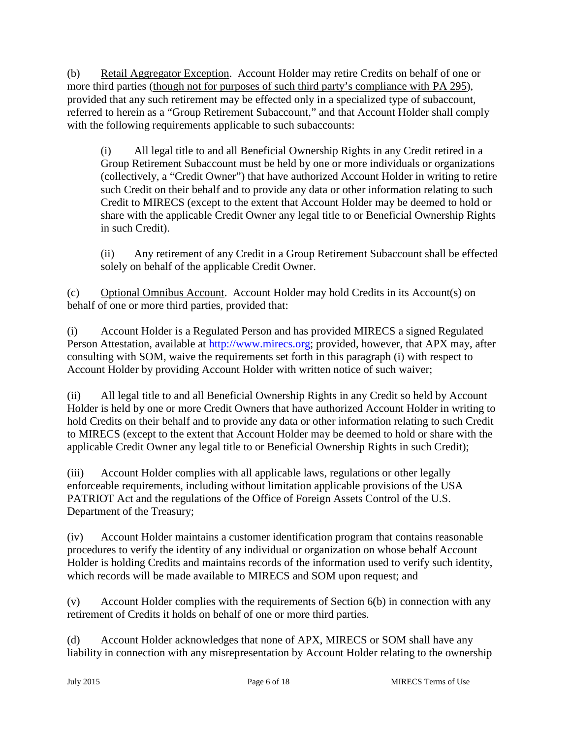(b) Retail Aggregator Exception. Account Holder may retire Credits on behalf of one or more third parties (though not for purposes of such third party's compliance with PA 295), provided that any such retirement may be effected only in a specialized type of subaccount, referred to herein as a "Group Retirement Subaccount," and that Account Holder shall comply with the following requirements applicable to such subaccounts:

> (i) All legal title to and all Beneficial Ownership Rights in any Credit retired in a Group Retirement Subaccount must be held by one or more individuals or organizations (collectively, a "Credit Owner") that have authorized Account Holder in writing to retire such Credit on their behalf and to provide any data or other information relating to such Credit to MIRECS (except to the extent that Account Holder may be deemed to hold or share with the applicable Credit Owner any legal title to or Beneficial Ownership Rights in such Credit).
>
> (ii) Any retirement of any Credit in a Group Retirement Subaccount shall be effected solely on behalf of the applicable Credit Owner.

(c) Optional Omnibus Account. Account Holder may hold Credits in its Account(s) on behalf of one or more third parties, provided that:

(i) Account Holder is a Regulated Person and has provided MIRECS a signed Regulated Person Attestation, available at http://www.mirecs.org; provided, however, that APX may, after consulting with SOM, waive the requirements set forth in this paragraph (i) with respect to Account Holder by providing Account Holder with written notice of such waiver;

(ii) All legal title to and all Beneficial Ownership Rights in any Credit so held by Account Holder is held by one or more Credit Owners that have authorized Account Holder in writing to hold Credits on their behalf and to provide any data or other information relating to such Credit to MIRECS (except to the extent that Account Holder may be deemed to hold or share with the applicable Credit Owner any legal title to or Beneficial Ownership Rights in such Credit);

(iii) Account Holder complies with all applicable laws, regulations or other legally enforceable requirements, including without limitation applicable provisions of the USA PATRIOT Act and the regulations of the Office of Foreign Assets Control of the U.S. Department of the Treasury;

(iv) Account Holder maintains a customer identification program that contains reasonable procedures to verify the identity of any individual or organization on whose behalf Account Holder is holding Credits and maintains records of the information used to verify such identity, which records will be made available to MIRECS and SOM upon request; and

(v) Account Holder complies with the requirements of Section 6(b) in connection with any retirement of Credits it holds on behalf of one or more third parties.

(d) Account Holder acknowledges that none of APX, MIRECS or SOM shall have any liability in connection with any misrepresentation by Account Holder relating to the ownership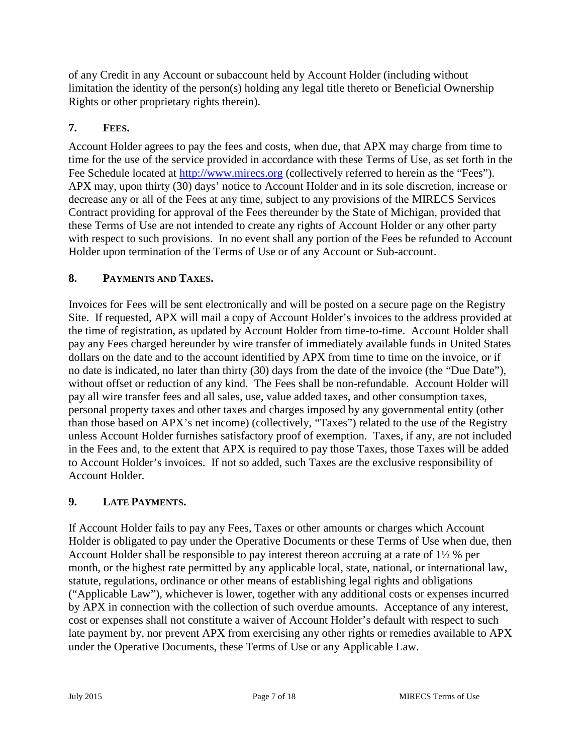of any Credit in any Account or subaccount held by Account Holder (including without limitation the identity of the person(s) holding any legal title thereto or Beneficial Ownership Rights or other proprietary rights therein).

## 7. FEES.

Account Holder agrees to pay the fees and costs, when due, that APX may charge from time to time for the use of the service provided in accordance with these Terms of Use, as set forth in the Fee Schedule located at [http://www.mirecs.org](http://www.mirecs.org) (collectively referred to herein as the "Fees"). APX may, upon thirty (30) days' notice to Account Holder and in its sole discretion, increase or decrease any or all of the Fees at any time, subject to any provisions of the MIRECS Services Contract providing for approval of the Fees thereunder by the State of Michigan, provided that these Terms of Use are not intended to create any rights of Account Holder or any other party with respect to such provisions. In no event shall any portion of the Fees be refunded to Account Holder upon termination of the Terms of Use or of any Account or Sub-account.

## 8. PAYMENTS AND TAXES.

Invoices for Fees will be sent electronically and will be posted on a secure page on the Registry Site. If requested, APX will mail a copy of Account Holder's invoices to the address provided at the time of registration, as updated by Account Holder from time-to-time. Account Holder shall pay any Fees charged hereunder by wire transfer of immediately available funds in United States dollars on the date and to the account identified by APX from time to time on the invoice, or if no date is indicated, no later than thirty (30) days from the date of the invoice (the "Due Date"), without offset or reduction of any kind. The Fees shall be non-refundable. Account Holder will pay all wire transfer fees and all sales, use, value added taxes, and other consumption taxes, personal property taxes and other taxes and charges imposed by any governmental entity (other than those based on APX's net income) (collectively, "Taxes") related to the use of the Registry unless Account Holder furnishes satisfactory proof of exemption. Taxes, if any, are not included in the Fees and, to the extent that APX is required to pay those Taxes, those Taxes will be added to Account Holder's invoices. If not so added, such Taxes are the exclusive responsibility of Account Holder.

## 9. LATE PAYMENTS.

If Account Holder fails to pay any Fees, Taxes or other amounts or charges which Account Holder is obligated to pay under the Operative Documents or these Terms of Use when due, then Account Holder shall be responsible to pay interest thereon accruing at a rate of 1½ % per month, or the highest rate permitted by any applicable local, state, national, or international law, statute, regulations, ordinance or other means of establishing legal rights and obligations ("Applicable Law"), whichever is lower, together with any additional costs or expenses incurred by APX in connection with the collection of such overdue amounts. Acceptance of any interest, cost or expenses shall not constitute a waiver of Account Holder's default with respect to such late payment by, nor prevent APX from exercising any other rights or remedies available to APX under the Operative Documents, these Terms of Use or any Applicable Law.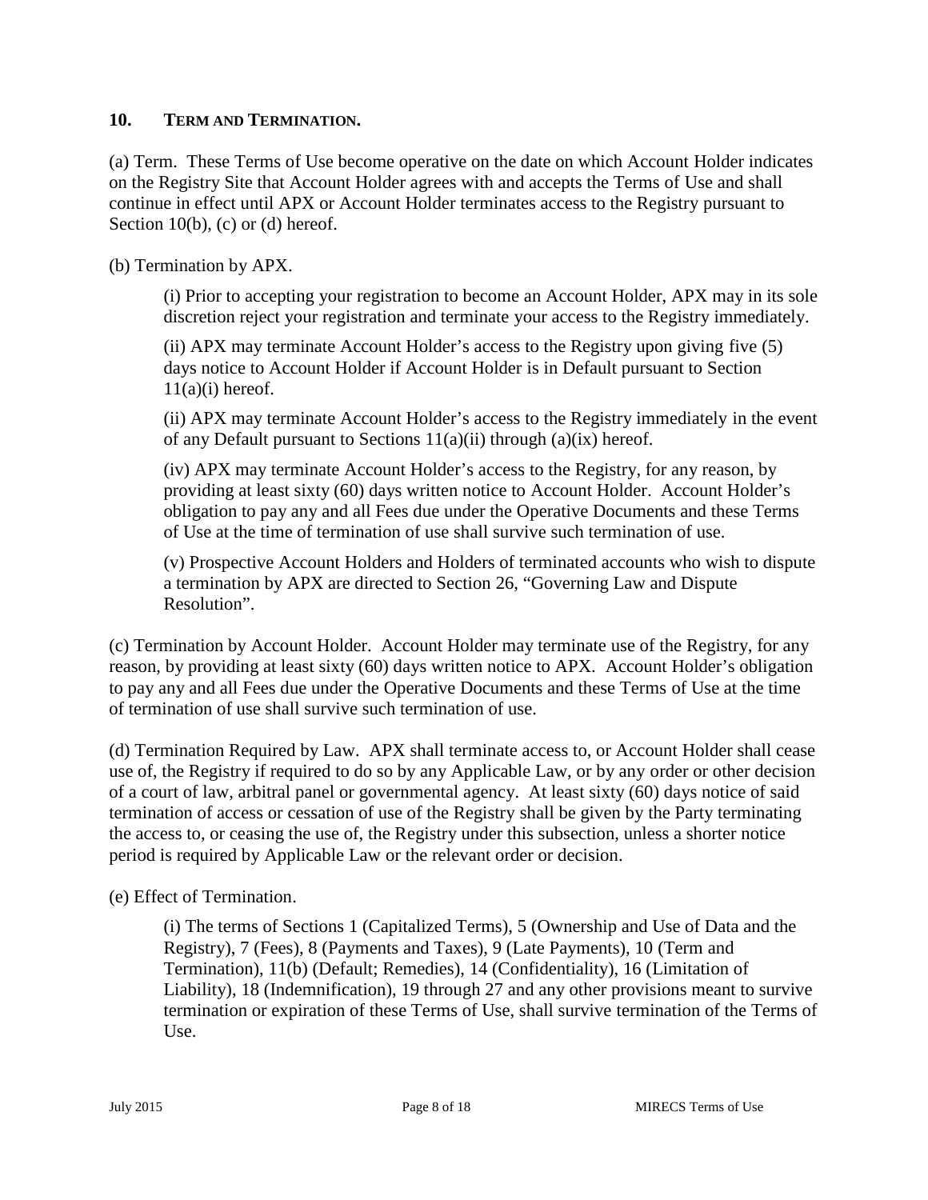## 10. TERM AND TERMINATION.

(a) Term. These Terms of Use become operative on the date on which Account Holder indicates on the Registry Site that Account Holder agrees with and accepts the Terms of Use and shall continue in effect until APX or Account Holder terminates access to the Registry pursuant to Section 10(b), (c) or (d) hereof.

(b) Termination by APX.

> (i) Prior to accepting your registration to become an Account Holder, APX may in its sole discretion reject your registration and terminate your access to the Registry immediately.
>
> (ii) APX may terminate Account Holder's access to the Registry upon giving five (5) days notice to Account Holder if Account Holder is in Default pursuant to Section 11(a)(i) hereof.
>
> (ii) APX may terminate Account Holder's access to the Registry immediately in the event of any Default pursuant to Sections 11(a)(ii) through (a)(ix) hereof.
>
> (iv) APX may terminate Account Holder's access to the Registry, for any reason, by providing at least sixty (60) days written notice to Account Holder. Account Holder's obligation to pay any and all Fees due under the Operative Documents and these Terms of Use at the time of termination of use shall survive such termination of use.
>
> (v) Prospective Account Holders and Holders of terminated accounts who wish to dispute a termination by APX are directed to Section 26, "Governing Law and Dispute Resolution".

(c) Termination by Account Holder. Account Holder may terminate use of the Registry, for any reason, by providing at least sixty (60) days written notice to APX. Account Holder's obligation to pay any and all Fees due under the Operative Documents and these Terms of Use at the time of termination of use shall survive such termination of use.

(d) Termination Required by Law. APX shall terminate access to, or Account Holder shall cease use of, the Registry if required to do so by any Applicable Law, or by any order or other decision of a court of law, arbitral panel or governmental agency. At least sixty (60) days notice of said termination of access or cessation of use of the Registry shall be given by the Party terminating the access to, or ceasing the use of, the Registry under this subsection, unless a shorter notice period is required by Applicable Law or the relevant order or decision.

(e) Effect of Termination.

> (i) The terms of Sections 1 (Capitalized Terms), 5 (Ownership and Use of Data and the Registry), 7 (Fees), 8 (Payments and Taxes), 9 (Late Payments), 10 (Term and Termination), 11(b) (Default; Remedies), 14 (Confidentiality), 16 (Limitation of Liability), 18 (Indemnification), 19 through 27 and any other provisions meant to survive termination or expiration of these Terms of Use, shall survive termination of the Terms of Use.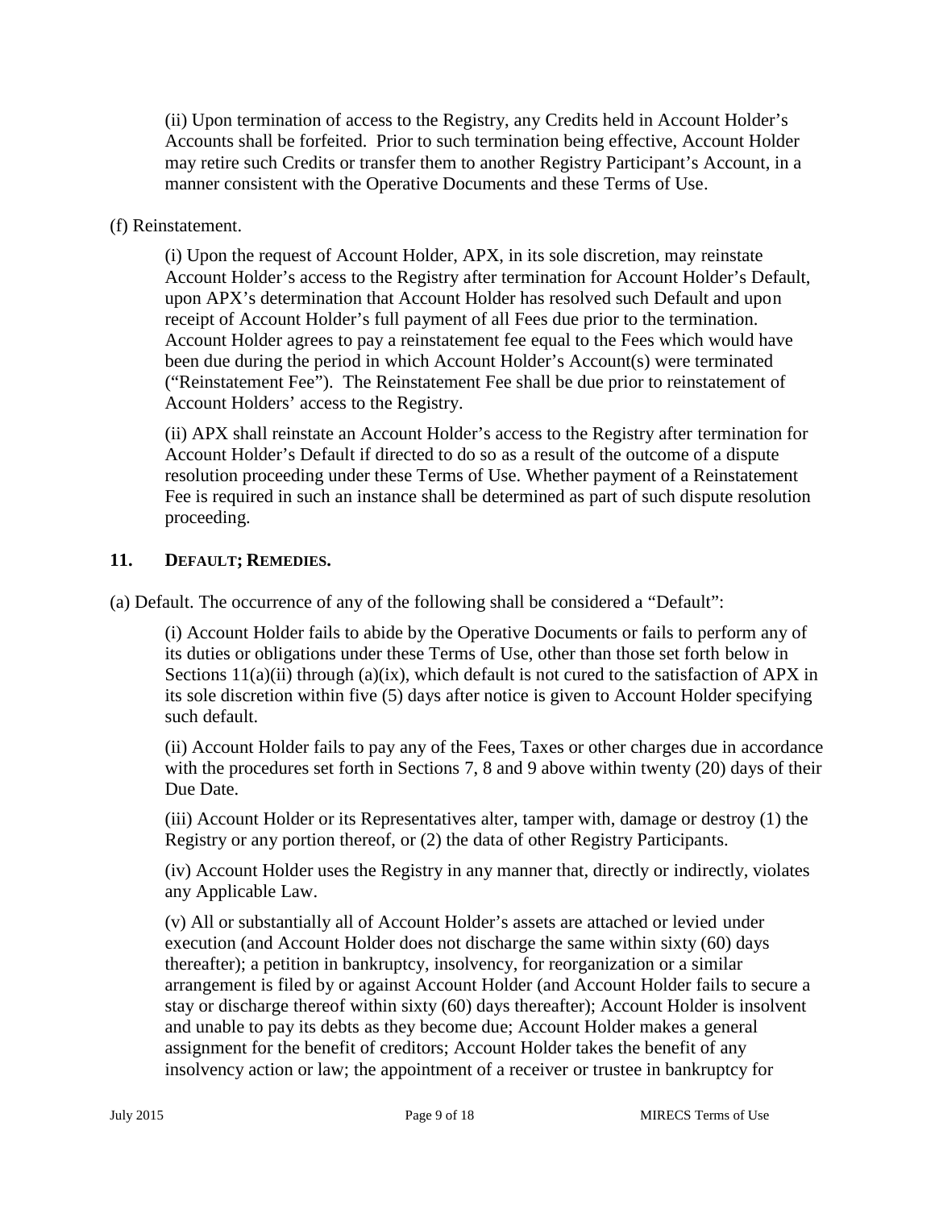(ii) Upon termination of access to the Registry, any Credits held in Account Holder's Accounts shall be forfeited. Prior to such termination being effective, Account Holder may retire such Credits or transfer them to another Registry Participant's Account, in a manner consistent with the Operative Documents and these Terms of Use.

(f) Reinstatement.

(i) Upon the request of Account Holder, APX, in its sole discretion, may reinstate Account Holder's access to the Registry after termination for Account Holder's Default, upon APX's determination that Account Holder has resolved such Default and upon receipt of Account Holder's full payment of all Fees due prior to the termination. Account Holder agrees to pay a reinstatement fee equal to the Fees which would have been due during the period in which Account Holder's Account(s) were terminated ("Reinstatement Fee"). The Reinstatement Fee shall be due prior to reinstatement of Account Holders' access to the Registry.

(ii) APX shall reinstate an Account Holder's access to the Registry after termination for Account Holder's Default if directed to do so as a result of the outcome of a dispute resolution proceeding under these Terms of Use. Whether payment of a Reinstatement Fee is required in such an instance shall be determined as part of such dispute resolution proceeding.

## 11. DEFAULT; REMEDIES.

(a) Default. The occurrence of any of the following shall be considered a "Default":

(i) Account Holder fails to abide by the Operative Documents or fails to perform any of its duties or obligations under these Terms of Use, other than those set forth below in Sections 11(a)(ii) through (a)(ix), which default is not cured to the satisfaction of APX in its sole discretion within five (5) days after notice is given to Account Holder specifying such default.

(ii) Account Holder fails to pay any of the Fees, Taxes or other charges due in accordance with the procedures set forth in Sections 7, 8 and 9 above within twenty (20) days of their Due Date.

(iii) Account Holder or its Representatives alter, tamper with, damage or destroy (1) the Registry or any portion thereof, or (2) the data of other Registry Participants.

(iv) Account Holder uses the Registry in any manner that, directly or indirectly, violates any Applicable Law.

(v) All or substantially all of Account Holder's assets are attached or levied under execution (and Account Holder does not discharge the same within sixty (60) days thereafter); a petition in bankruptcy, insolvency, for reorganization or a similar arrangement is filed by or against Account Holder (and Account Holder fails to secure a stay or discharge thereof within sixty (60) days thereafter); Account Holder is insolvent and unable to pay its debts as they become due; Account Holder makes a general assignment for the benefit of creditors; Account Holder takes the benefit of any insolvency action or law; the appointment of a receiver or trustee in bankruptcy for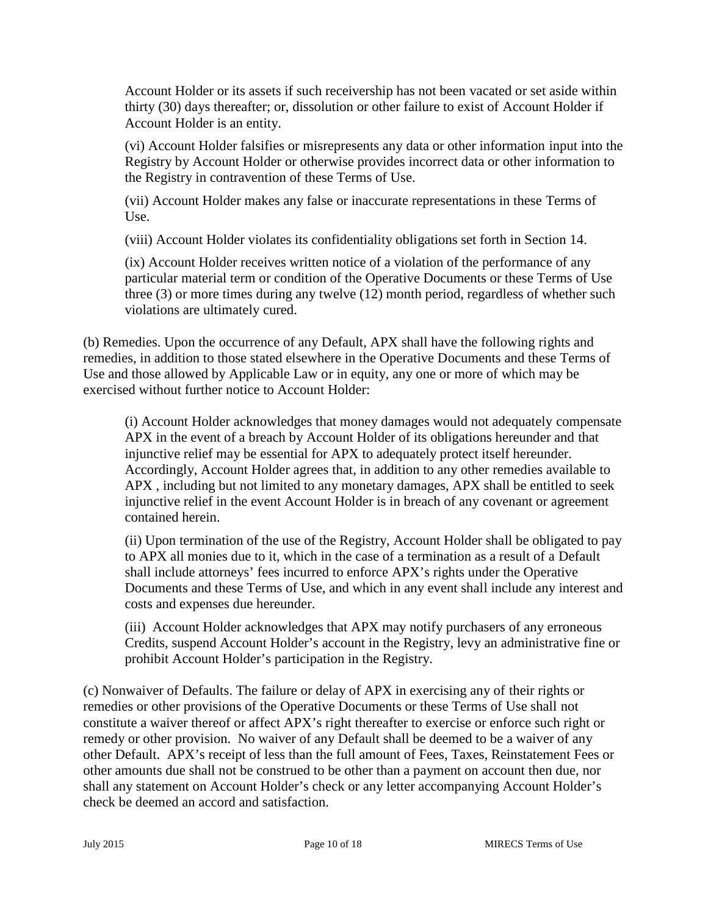Account Holder or its assets if such receivership has not been vacated or set aside within thirty (30) days thereafter; or, dissolution or other failure to exist of Account Holder if Account Holder is an entity.

(vi) Account Holder falsifies or misrepresents any data or other information input into the Registry by Account Holder or otherwise provides incorrect data or other information to the Registry in contravention of these Terms of Use.

(vii) Account Holder makes any false or inaccurate representations in these Terms of Use.

(viii) Account Holder violates its confidentiality obligations set forth in Section 14.

(ix) Account Holder receives written notice of a violation of the performance of any particular material term or condition of the Operative Documents or these Terms of Use three (3) or more times during any twelve (12) month period, regardless of whether such violations are ultimately cured.

(b) Remedies. Upon the occurrence of any Default, APX shall have the following rights and remedies, in addition to those stated elsewhere in the Operative Documents and these Terms of Use and those allowed by Applicable Law or in equity, any one or more of which may be exercised without further notice to Account Holder:

(i) Account Holder acknowledges that money damages would not adequately compensate APX in the event of a breach by Account Holder of its obligations hereunder and that injunctive relief may be essential for APX to adequately protect itself hereunder. Accordingly, Account Holder agrees that, in addition to any other remedies available to APX , including but not limited to any monetary damages, APX shall be entitled to seek injunctive relief in the event Account Holder is in breach of any covenant or agreement contained herein.

(ii) Upon termination of the use of the Registry, Account Holder shall be obligated to pay to APX all monies due to it, which in the case of a termination as a result of a Default shall include attorneys' fees incurred to enforce APX's rights under the Operative Documents and these Terms of Use, and which in any event shall include any interest and costs and expenses due hereunder.

(iii) Account Holder acknowledges that APX may notify purchasers of any erroneous Credits, suspend Account Holder's account in the Registry, levy an administrative fine or prohibit Account Holder's participation in the Registry.

(c) Nonwaiver of Defaults. The failure or delay of APX in exercising any of their rights or remedies or other provisions of the Operative Documents or these Terms of Use shall not constitute a waiver thereof or affect APX's right thereafter to exercise or enforce such right or remedy or other provision. No waiver of any Default shall be deemed to be a waiver of any other Default. APX's receipt of less than the full amount of Fees, Taxes, Reinstatement Fees or other amounts due shall not be construed to be other than a payment on account then due, nor shall any statement on Account Holder's check or any letter accompanying Account Holder's check be deemed an accord and satisfaction.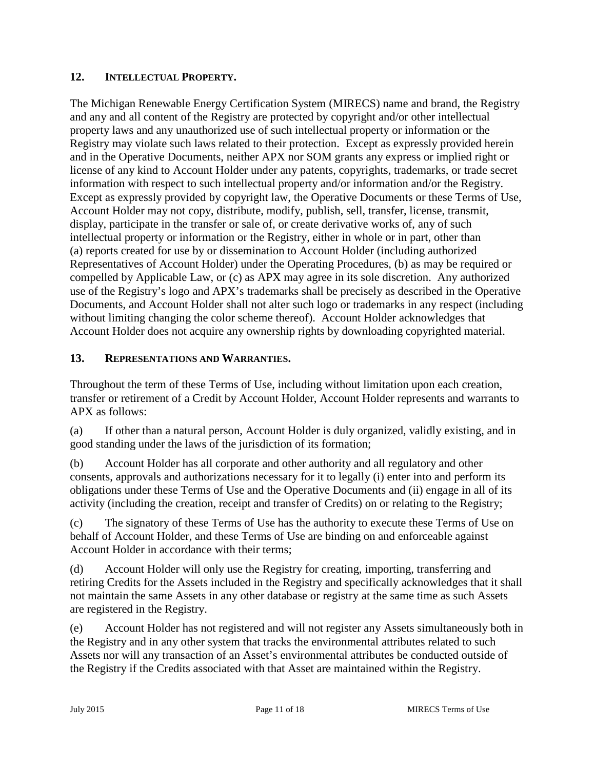## 12. INTELLECTUAL PROPERTY.

The Michigan Renewable Energy Certification System (MIRECS) name and brand, the Registry and any and all content of the Registry are protected by copyright and/or other intellectual property laws and any unauthorized use of such intellectual property or information or the Registry may violate such laws related to their protection. Except as expressly provided herein and in the Operative Documents, neither APX nor SOM grants any express or implied right or license of any kind to Account Holder under any patents, copyrights, trademarks, or trade secret information with respect to such intellectual property and/or information and/or the Registry. Except as expressly provided by copyright law, the Operative Documents or these Terms of Use, Account Holder may not copy, distribute, modify, publish, sell, transfer, license, transmit, display, participate in the transfer or sale of, or create derivative works of, any of such intellectual property or information or the Registry, either in whole or in part, other than (a) reports created for use by or dissemination to Account Holder (including authorized Representatives of Account Holder) under the Operating Procedures, (b) as may be required or compelled by Applicable Law, or (c) as APX may agree in its sole discretion. Any authorized use of the Registry's logo and APX's trademarks shall be precisely as described in the Operative Documents, and Account Holder shall not alter such logo or trademarks in any respect (including without limiting changing the color scheme thereof). Account Holder acknowledges that Account Holder does not acquire any ownership rights by downloading copyrighted material.

## 13. REPRESENTATIONS AND WARRANTIES.

Throughout the term of these Terms of Use, including without limitation upon each creation, transfer or retirement of a Credit by Account Holder, Account Holder represents and warrants to APX as follows:

(a) If other than a natural person, Account Holder is duly organized, validly existing, and in good standing under the laws of the jurisdiction of its formation;

(b) Account Holder has all corporate and other authority and all regulatory and other consents, approvals and authorizations necessary for it to legally (i) enter into and perform its obligations under these Terms of Use and the Operative Documents and (ii) engage in all of its activity (including the creation, receipt and transfer of Credits) on or relating to the Registry;

(c) The signatory of these Terms of Use has the authority to execute these Terms of Use on behalf of Account Holder, and these Terms of Use are binding on and enforceable against Account Holder in accordance with their terms;

(d) Account Holder will only use the Registry for creating, importing, transferring and retiring Credits for the Assets included in the Registry and specifically acknowledges that it shall not maintain the same Assets in any other database or registry at the same time as such Assets are registered in the Registry.

(e) Account Holder has not registered and will not register any Assets simultaneously both in the Registry and in any other system that tracks the environmental attributes related to such Assets nor will any transaction of an Asset's environmental attributes be conducted outside of the Registry if the Credits associated with that Asset are maintained within the Registry.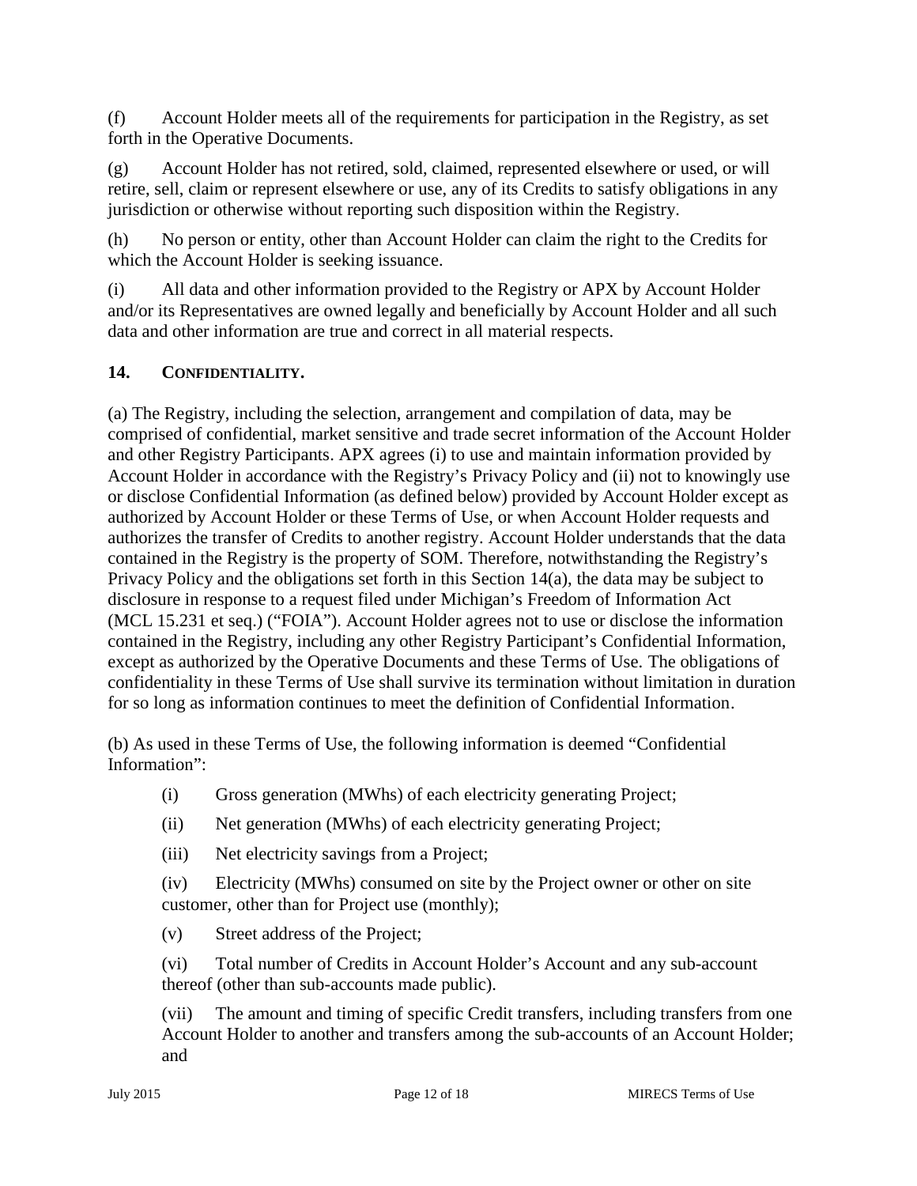(f) Account Holder meets all of the requirements for participation in the Registry, as set forth in the Operative Documents.

(g) Account Holder has not retired, sold, claimed, represented elsewhere or used, or will retire, sell, claim or represent elsewhere or use, any of its Credits to satisfy obligations in any jurisdiction or otherwise without reporting such disposition within the Registry.

(h) No person or entity, other than Account Holder can claim the right to the Credits for which the Account Holder is seeking issuance.

(i) All data and other information provided to the Registry or APX by Account Holder and/or its Representatives are owned legally and beneficially by Account Holder and all such data and other information are true and correct in all material respects.

## 14. CONFIDENTIALITY.

(a) The Registry, including the selection, arrangement and compilation of data, may be comprised of confidential, market sensitive and trade secret information of the Account Holder and other Registry Participants. APX agrees (i) to use and maintain information provided by Account Holder in accordance with the Registry's Privacy Policy and (ii) not to knowingly use or disclose Confidential Information (as defined below) provided by Account Holder except as authorized by Account Holder or these Terms of Use, or when Account Holder requests and authorizes the transfer of Credits to another registry. Account Holder understands that the data contained in the Registry is the property of SOM. Therefore, notwithstanding the Registry's Privacy Policy and the obligations set forth in this Section 14(a), the data may be subject to disclosure in response to a request filed under Michigan's Freedom of Information Act (MCL 15.231 et seq.) ("FOIA"). Account Holder agrees not to use or disclose the information contained in the Registry, including any other Registry Participant's Confidential Information, except as authorized by the Operative Documents and these Terms of Use. The obligations of confidentiality in these Terms of Use shall survive its termination without limitation in duration for so long as information continues to meet the definition of Confidential Information.

(b) As used in these Terms of Use, the following information is deemed "Confidential Information":

(i) Gross generation (MWhs) of each electricity generating Project;

(ii) Net generation (MWhs) of each electricity generating Project;

(iii) Net electricity savings from a Project;

(iv) Electricity (MWhs) consumed on site by the Project owner or other on site customer, other than for Project use (monthly);

(v) Street address of the Project;

(vi) Total number of Credits in Account Holder's Account and any sub-account thereof (other than sub-accounts made public).

(vii) The amount and timing of specific Credit transfers, including transfers from one Account Holder to another and transfers among the sub-accounts of an Account Holder; and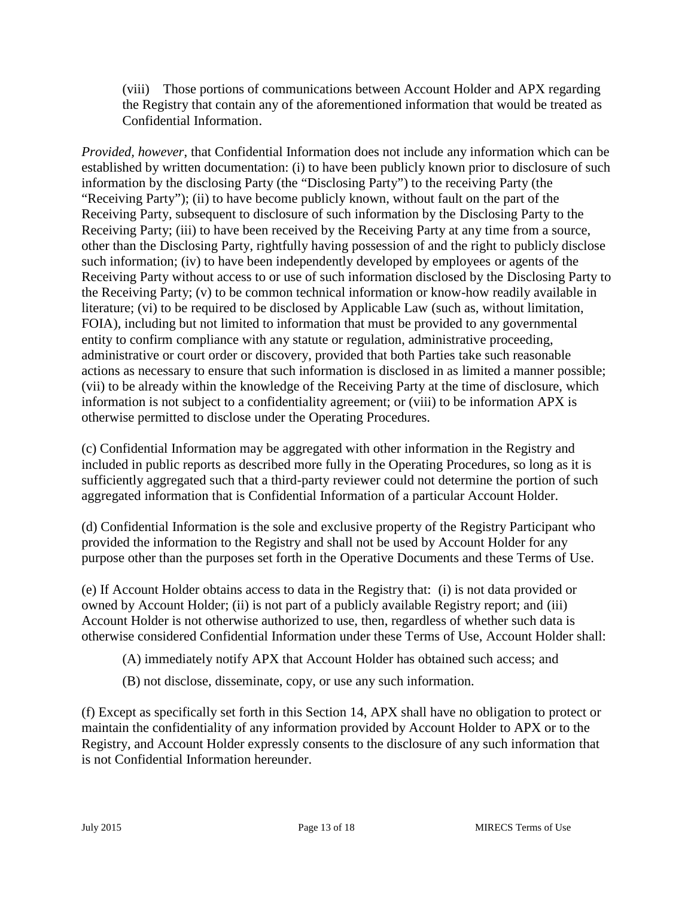(viii) Those portions of communications between Account Holder and APX regarding the Registry that contain any of the aforementioned information that would be treated as Confidential Information.

*Provided, however*, that Confidential Information does not include any information which can be established by written documentation: (i) to have been publicly known prior to disclosure of such information by the disclosing Party (the "Disclosing Party") to the receiving Party (the "Receiving Party"); (ii) to have become publicly known, without fault on the part of the Receiving Party, subsequent to disclosure of such information by the Disclosing Party to the Receiving Party; (iii) to have been received by the Receiving Party at any time from a source, other than the Disclosing Party, rightfully having possession of and the right to publicly disclose such information; (iv) to have been independently developed by employees or agents of the Receiving Party without access to or use of such information disclosed by the Disclosing Party to the Receiving Party; (v) to be common technical information or know-how readily available in literature; (vi) to be required to be disclosed by Applicable Law (such as, without limitation, FOIA), including but not limited to information that must be provided to any governmental entity to confirm compliance with any statute or regulation, administrative proceeding, administrative or court order or discovery, provided that both Parties take such reasonable actions as necessary to ensure that such information is disclosed in as limited a manner possible; (vii) to be already within the knowledge of the Receiving Party at the time of disclosure, which information is not subject to a confidentiality agreement; or (viii) to be information APX is otherwise permitted to disclose under the Operating Procedures.

(c) Confidential Information may be aggregated with other information in the Registry and included in public reports as described more fully in the Operating Procedures, so long as it is sufficiently aggregated such that a third-party reviewer could not determine the portion of such aggregated information that is Confidential Information of a particular Account Holder.

(d) Confidential Information is the sole and exclusive property of the Registry Participant who provided the information to the Registry and shall not be used by Account Holder for any purpose other than the purposes set forth in the Operative Documents and these Terms of Use.

(e) If Account Holder obtains access to data in the Registry that: (i) is not data provided or owned by Account Holder; (ii) is not part of a publicly available Registry report; and (iii) Account Holder is not otherwise authorized to use, then, regardless of whether such data is otherwise considered Confidential Information under these Terms of Use, Account Holder shall:

(A) immediately notify APX that Account Holder has obtained such access; and

(B) not disclose, disseminate, copy, or use any such information.

(f) Except as specifically set forth in this Section 14, APX shall have no obligation to protect or maintain the confidentiality of any information provided by Account Holder to APX or to the Registry, and Account Holder expressly consents to the disclosure of any such information that is not Confidential Information hereunder.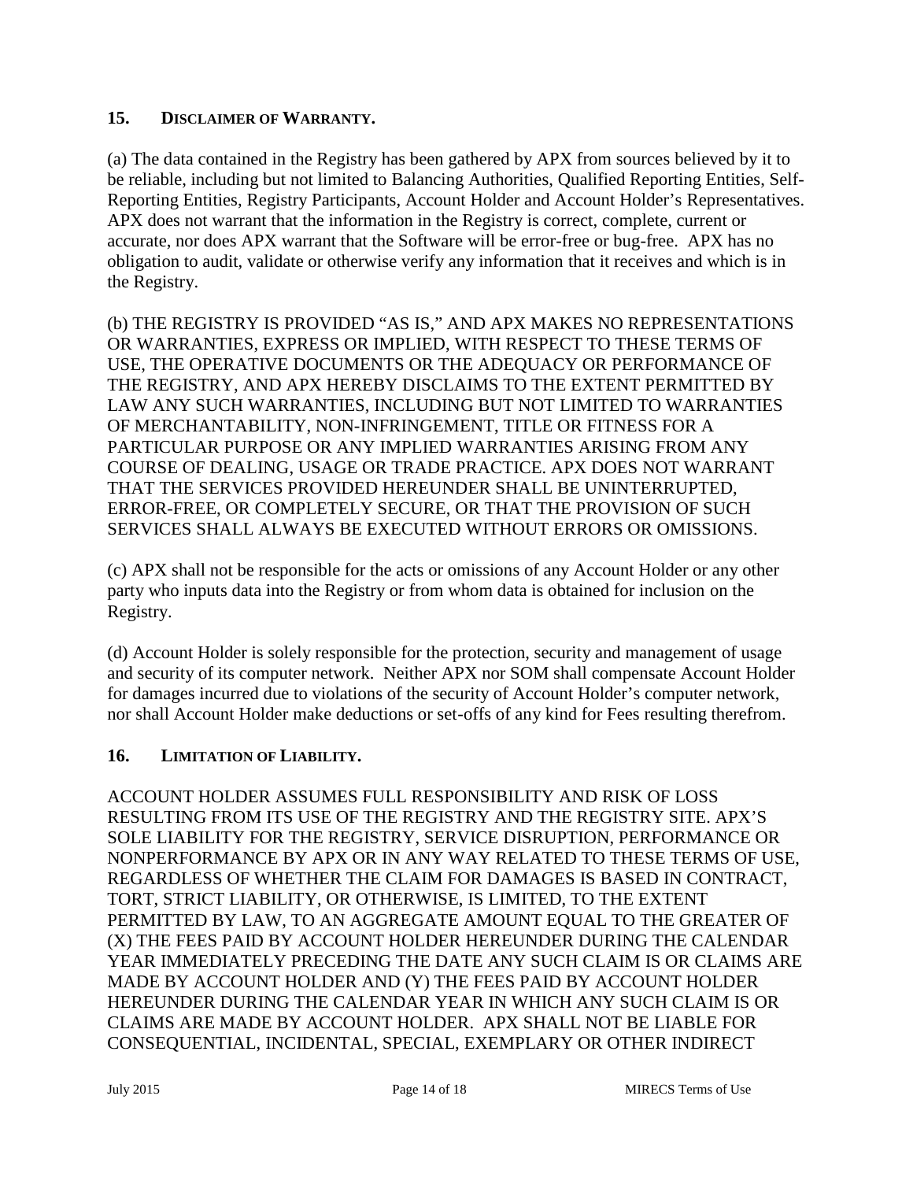## 15. DISCLAIMER OF WARRANTY.

(a) The data contained in the Registry has been gathered by APX from sources believed by it to be reliable, including but not limited to Balancing Authorities, Qualified Reporting Entities, Self-Reporting Entities, Registry Participants, Account Holder and Account Holder's Representatives. APX does not warrant that the information in the Registry is correct, complete, current or accurate, nor does APX warrant that the Software will be error-free or bug-free. APX has no obligation to audit, validate or otherwise verify any information that it receives and which is in the Registry.

(b) THE REGISTRY IS PROVIDED "AS IS," AND APX MAKES NO REPRESENTATIONS OR WARRANTIES, EXPRESS OR IMPLIED, WITH RESPECT TO THESE TERMS OF USE, THE OPERATIVE DOCUMENTS OR THE ADEQUACY OR PERFORMANCE OF THE REGISTRY, AND APX HEREBY DISCLAIMS TO THE EXTENT PERMITTED BY LAW ANY SUCH WARRANTIES, INCLUDING BUT NOT LIMITED TO WARRANTIES OF MERCHANTABILITY, NON-INFRINGEMENT, TITLE OR FITNESS FOR A PARTICULAR PURPOSE OR ANY IMPLIED WARRANTIES ARISING FROM ANY COURSE OF DEALING, USAGE OR TRADE PRACTICE. APX DOES NOT WARRANT THAT THE SERVICES PROVIDED HEREUNDER SHALL BE UNINTERRUPTED, ERROR-FREE, OR COMPLETELY SECURE, OR THAT THE PROVISION OF SUCH SERVICES SHALL ALWAYS BE EXECUTED WITHOUT ERRORS OR OMISSIONS.

(c) APX shall not be responsible for the acts or omissions of any Account Holder or any other party who inputs data into the Registry or from whom data is obtained for inclusion on the Registry.

(d) Account Holder is solely responsible for the protection, security and management of usage and security of its computer network. Neither APX nor SOM shall compensate Account Holder for damages incurred due to violations of the security of Account Holder's computer network, nor shall Account Holder make deductions or set-offs of any kind for Fees resulting therefrom.

## 16. LIMITATION OF LIABILITY.

ACCOUNT HOLDER ASSUMES FULL RESPONSIBILITY AND RISK OF LOSS RESULTING FROM ITS USE OF THE REGISTRY AND THE REGISTRY SITE. APX'S SOLE LIABILITY FOR THE REGISTRY, SERVICE DISRUPTION, PERFORMANCE OR NONPERFORMANCE BY APX OR IN ANY WAY RELATED TO THESE TERMS OF USE, REGARDLESS OF WHETHER THE CLAIM FOR DAMAGES IS BASED IN CONTRACT, TORT, STRICT LIABILITY, OR OTHERWISE, IS LIMITED, TO THE EXTENT PERMITTED BY LAW, TO AN AGGREGATE AMOUNT EQUAL TO THE GREATER OF (X) THE FEES PAID BY ACCOUNT HOLDER HEREUNDER DURING THE CALENDAR YEAR IMMEDIATELY PRECEDING THE DATE ANY SUCH CLAIM IS OR CLAIMS ARE MADE BY ACCOUNT HOLDER AND (Y) THE FEES PAID BY ACCOUNT HOLDER HEREUNDER DURING THE CALENDAR YEAR IN WHICH ANY SUCH CLAIM IS OR CLAIMS ARE MADE BY ACCOUNT HOLDER. APX SHALL NOT BE LIABLE FOR CONSEQUENTIAL, INCIDENTAL, SPECIAL, EXEMPLARY OR OTHER INDIRECT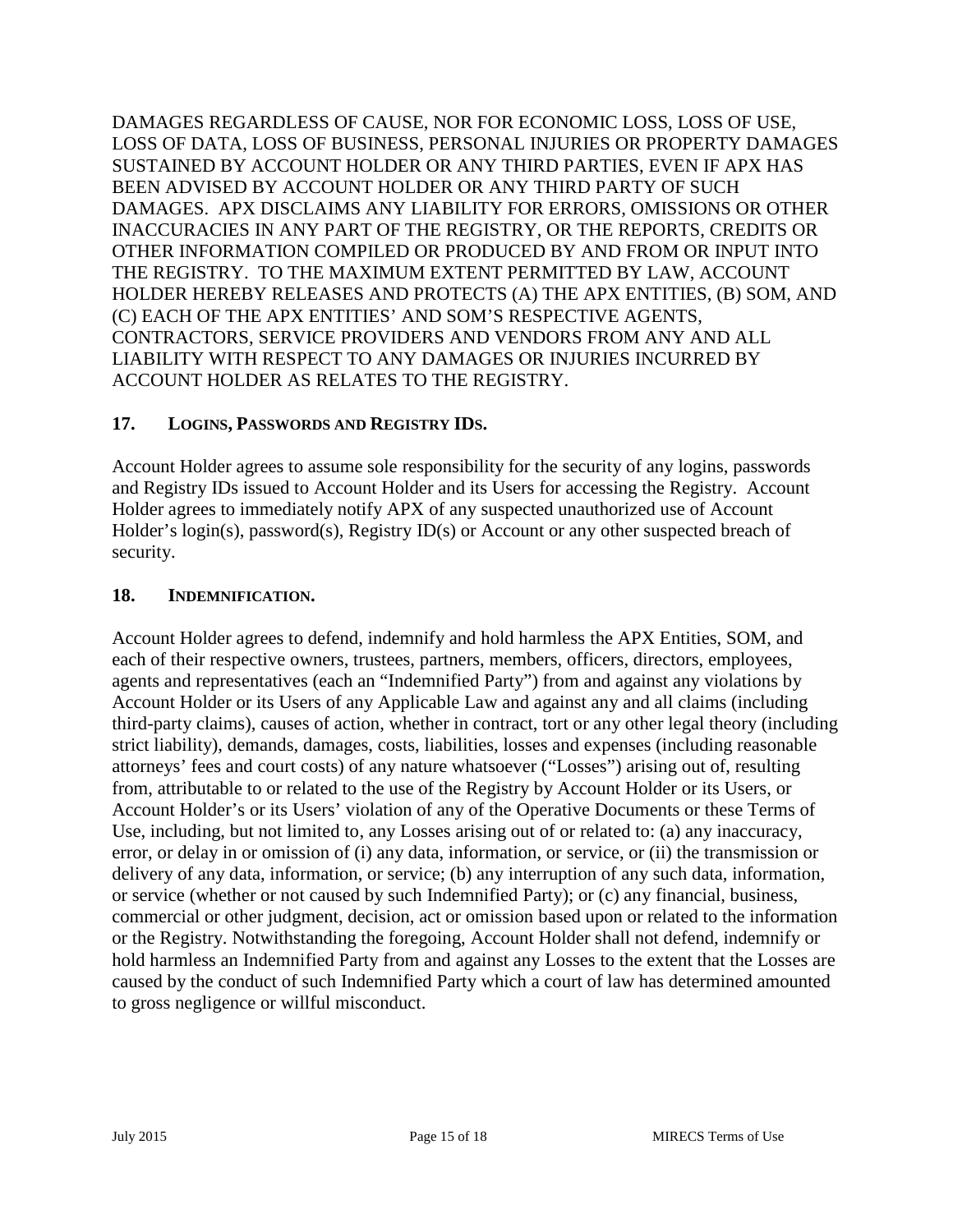DAMAGES REGARDLESS OF CAUSE, NOR FOR ECONOMIC LOSS, LOSS OF USE, LOSS OF DATA, LOSS OF BUSINESS, PERSONAL INJURIES OR PROPERTY DAMAGES SUSTAINED BY ACCOUNT HOLDER OR ANY THIRD PARTIES, EVEN IF APX HAS BEEN ADVISED BY ACCOUNT HOLDER OR ANY THIRD PARTY OF SUCH DAMAGES. APX DISCLAIMS ANY LIABILITY FOR ERRORS, OMISSIONS OR OTHER INACCURACIES IN ANY PART OF THE REGISTRY, OR THE REPORTS, CREDITS OR OTHER INFORMATION COMPILED OR PRODUCED BY AND FROM OR INPUT INTO THE REGISTRY. TO THE MAXIMUM EXTENT PERMITTED BY LAW, ACCOUNT HOLDER HEREBY RELEASES AND PROTECTS (A) THE APX ENTITIES, (B) SOM, AND (C) EACH OF THE APX ENTITIES' AND SOM'S RESPECTIVE AGENTS, CONTRACTORS, SERVICE PROVIDERS AND VENDORS FROM ANY AND ALL LIABILITY WITH RESPECT TO ANY DAMAGES OR INJURIES INCURRED BY ACCOUNT HOLDER AS RELATES TO THE REGISTRY.

## 17. LOGINS, PASSWORDS AND REGISTRY IDS.

Account Holder agrees to assume sole responsibility for the security of any logins, passwords and Registry IDs issued to Account Holder and its Users for accessing the Registry. Account Holder agrees to immediately notify APX of any suspected unauthorized use of Account Holder's login(s), password(s), Registry ID(s) or Account or any other suspected breach of security.

## 18. INDEMNIFICATION.

Account Holder agrees to defend, indemnify and hold harmless the APX Entities, SOM, and each of their respective owners, trustees, partners, members, officers, directors, employees, agents and representatives (each an "Indemnified Party") from and against any violations by Account Holder or its Users of any Applicable Law and against any and all claims (including third-party claims), causes of action, whether in contract, tort or any other legal theory (including strict liability), demands, damages, costs, liabilities, losses and expenses (including reasonable attorneys' fees and court costs) of any nature whatsoever ("Losses") arising out of, resulting from, attributable to or related to the use of the Registry by Account Holder or its Users, or Account Holder's or its Users' violation of any of the Operative Documents or these Terms of Use, including, but not limited to, any Losses arising out of or related to: (a) any inaccuracy, error, or delay in or omission of (i) any data, information, or service, or (ii) the transmission or delivery of any data, information, or service; (b) any interruption of any such data, information, or service (whether or not caused by such Indemnified Party); or (c) any financial, business, commercial or other judgment, decision, act or omission based upon or related to the information or the Registry. Notwithstanding the foregoing, Account Holder shall not defend, indemnify or hold harmless an Indemnified Party from and against any Losses to the extent that the Losses are caused by the conduct of such Indemnified Party which a court of law has determined amounted to gross negligence or willful misconduct.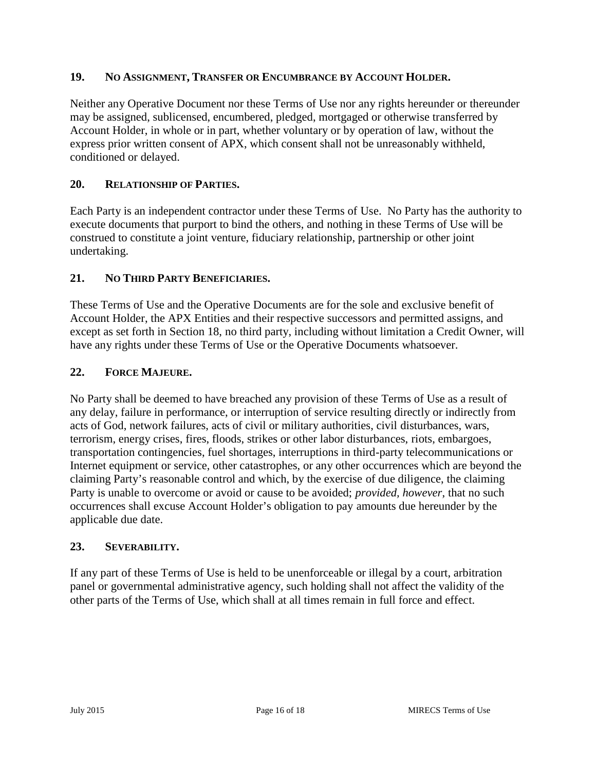## 19. NO ASSIGNMENT, TRANSFER OR ENCUMBRANCE BY ACCOUNT HOLDER.

Neither any Operative Document nor these Terms of Use nor any rights hereunder or thereunder may be assigned, sublicensed, encumbered, pledged, mortgaged or otherwise transferred by Account Holder, in whole or in part, whether voluntary or by operation of law, without the express prior written consent of APX, which consent shall not be unreasonably withheld, conditioned or delayed.

## 20. RELATIONSHIP OF PARTIES.

Each Party is an independent contractor under these Terms of Use. No Party has the authority to execute documents that purport to bind the others, and nothing in these Terms of Use will be construed to constitute a joint venture, fiduciary relationship, partnership or other joint undertaking.

## 21. NO THIRD PARTY BENEFICIARIES.

These Terms of Use and the Operative Documents are for the sole and exclusive benefit of Account Holder, the APX Entities and their respective successors and permitted assigns, and except as set forth in Section 18, no third party, including without limitation a Credit Owner, will have any rights under these Terms of Use or the Operative Documents whatsoever.

## 22. FORCE MAJEURE.

No Party shall be deemed to have breached any provision of these Terms of Use as a result of any delay, failure in performance, or interruption of service resulting directly or indirectly from acts of God, network failures, acts of civil or military authorities, civil disturbances, wars, terrorism, energy crises, fires, floods, strikes or other labor disturbances, riots, embargoes, transportation contingencies, fuel shortages, interruptions in third-party telecommunications or Internet equipment or service, other catastrophes, or any other occurrences which are beyond the claiming Party's reasonable control and which, by the exercise of due diligence, the claiming Party is unable to overcome or avoid or cause to be avoided; *provided, however*, that no such occurrences shall excuse Account Holder's obligation to pay amounts due hereunder by the applicable due date.

## 23. SEVERABILITY.

If any part of these Terms of Use is held to be unenforceable or illegal by a court, arbitration panel or governmental administrative agency, such holding shall not affect the validity of the other parts of the Terms of Use, which shall at all times remain in full force and effect.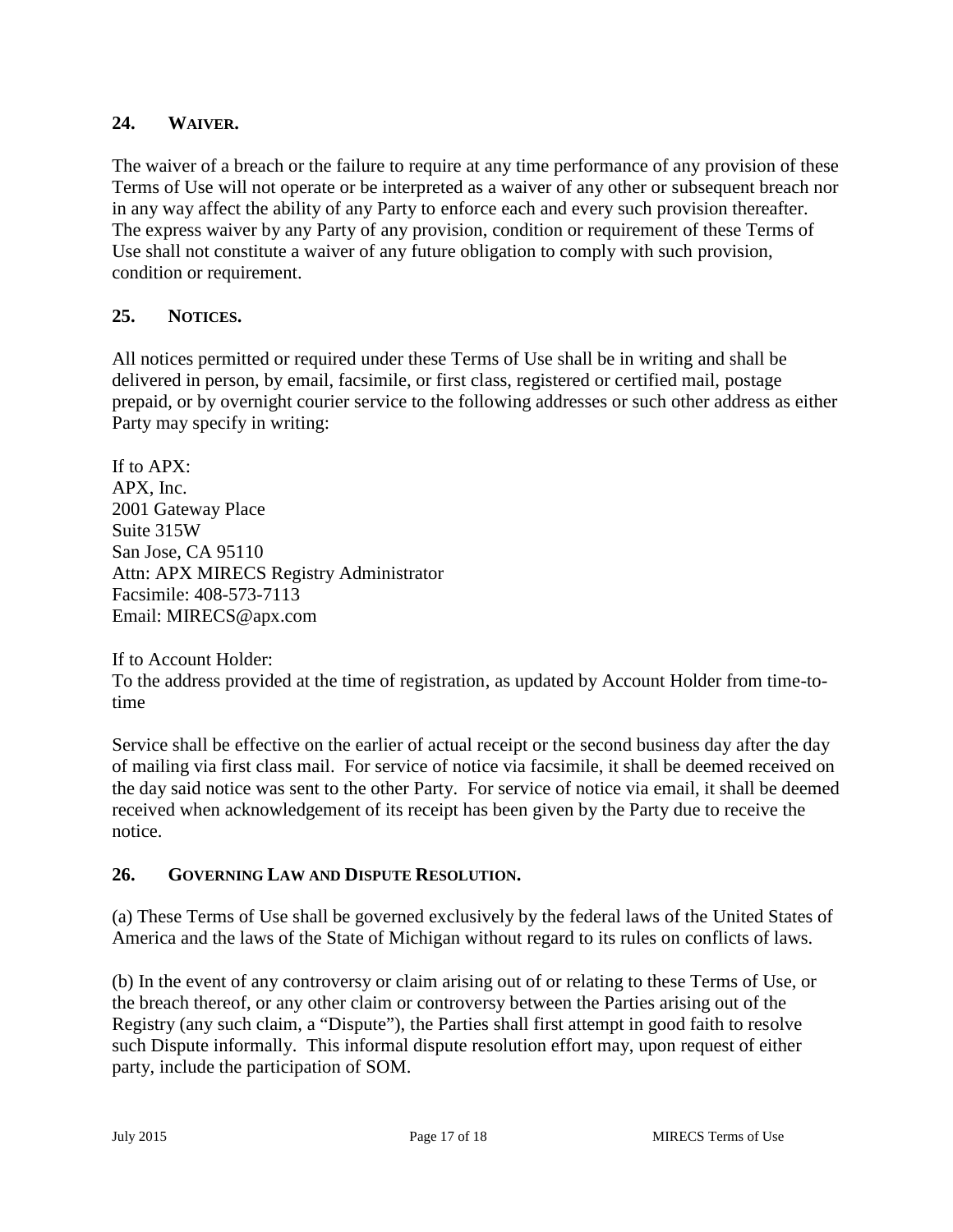## 24. WAIVER.

The waiver of a breach or the failure to require at any time performance of any provision of these Terms of Use will not operate or be interpreted as a waiver of any other or subsequent breach nor in any way affect the ability of any Party to enforce each and every such provision thereafter. The express waiver by any Party of any provision, condition or requirement of these Terms of Use shall not constitute a waiver of any future obligation to comply with such provision, condition or requirement.

## 25. NOTICES.

All notices permitted or required under these Terms of Use shall be in writing and shall be delivered in person, by email, facsimile, or first class, registered or certified mail, postage prepaid, or by overnight courier service to the following addresses or such other address as either Party may specify in writing:

If to APX:
APX, Inc.
2001 Gateway Place
Suite 315W
San Jose, CA 95110
Attn: APX MIRECS Registry Administrator
Facsimile: 408-573-7113
Email: MIRECS@apx.com

If to Account Holder:
To the address provided at the time of registration, as updated by Account Holder from time-to-time

Service shall be effective on the earlier of actual receipt or the second business day after the day of mailing via first class mail. For service of notice via facsimile, it shall be deemed received on the day said notice was sent to the other Party. For service of notice via email, it shall be deemed received when acknowledgement of its receipt has been given by the Party due to receive the notice.

## 26. GOVERNING LAW AND DISPUTE RESOLUTION.

(a) These Terms of Use shall be governed exclusively by the federal laws of the United States of America and the laws of the State of Michigan without regard to its rules on conflicts of laws.

(b) In the event of any controversy or claim arising out of or relating to these Terms of Use, or the breach thereof, or any other claim or controversy between the Parties arising out of the Registry (any such claim, a "Dispute"), the Parties shall first attempt in good faith to resolve such Dispute informally. This informal dispute resolution effort may, upon request of either party, include the participation of SOM.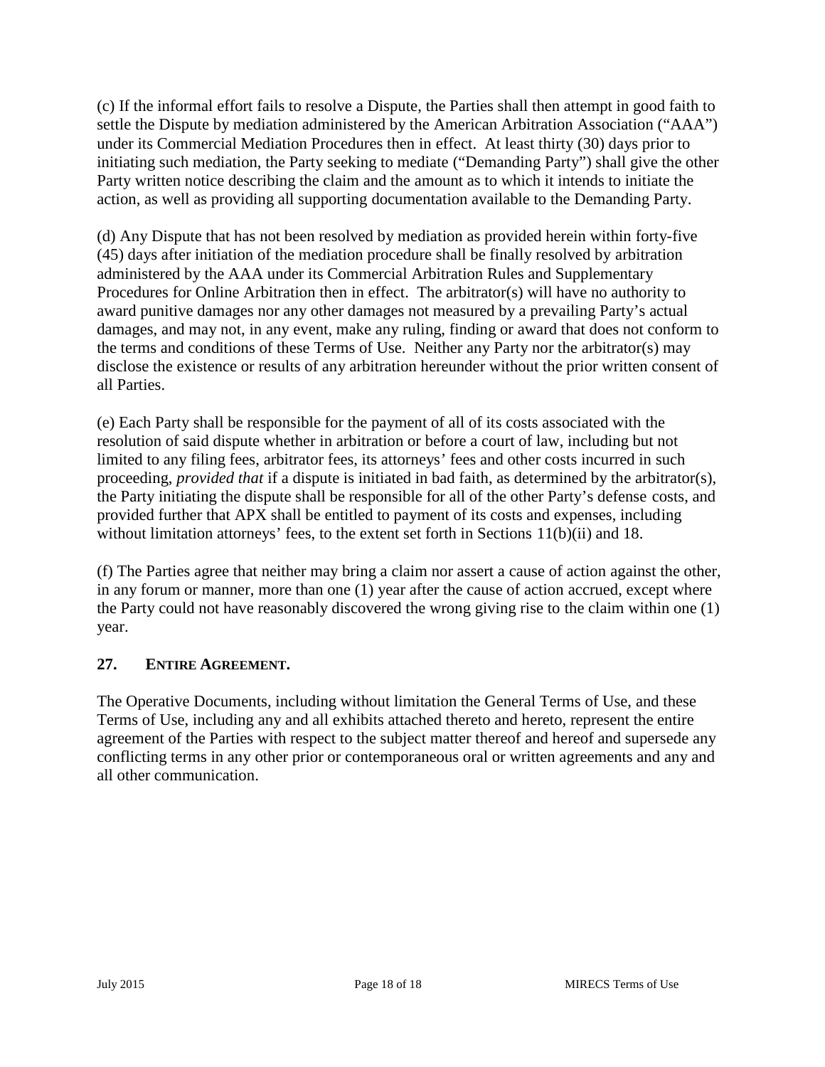(c) If the informal effort fails to resolve a Dispute, the Parties shall then attempt in good faith to settle the Dispute by mediation administered by the American Arbitration Association ("AAA") under its Commercial Mediation Procedures then in effect. At least thirty (30) days prior to initiating such mediation, the Party seeking to mediate ("Demanding Party") shall give the other Party written notice describing the claim and the amount as to which it intends to initiate the action, as well as providing all supporting documentation available to the Demanding Party.

(d) Any Dispute that has not been resolved by mediation as provided herein within forty-five (45) days after initiation of the mediation procedure shall be finally resolved by arbitration administered by the AAA under its Commercial Arbitration Rules and Supplementary Procedures for Online Arbitration then in effect. The arbitrator(s) will have no authority to award punitive damages nor any other damages not measured by a prevailing Party's actual damages, and may not, in any event, make any ruling, finding or award that does not conform to the terms and conditions of these Terms of Use. Neither any Party nor the arbitrator(s) may disclose the existence or results of any arbitration hereunder without the prior written consent of all Parties.

(e) Each Party shall be responsible for the payment of all of its costs associated with the resolution of said dispute whether in arbitration or before a court of law, including but not limited to any filing fees, arbitrator fees, its attorneys' fees and other costs incurred in such proceeding, *provided that* if a dispute is initiated in bad faith, as determined by the arbitrator(s), the Party initiating the dispute shall be responsible for all of the other Party's defense costs, and provided further that APX shall be entitled to payment of its costs and expenses, including without limitation attorneys' fees, to the extent set forth in Sections 11(b)(ii) and 18.

(f) The Parties agree that neither may bring a claim nor assert a cause of action against the other, in any forum or manner, more than one (1) year after the cause of action accrued, except where the Party could not have reasonably discovered the wrong giving rise to the claim within one (1) year.

## 27. ENTIRE AGREEMENT.

The Operative Documents, including without limitation the General Terms of Use, and these Terms of Use, including any and all exhibits attached thereto and hereto, represent the entire agreement of the Parties with respect to the subject matter thereof and hereof and supersede any conflicting terms in any other prior or contemporaneous oral or written agreements and any and all other communication.